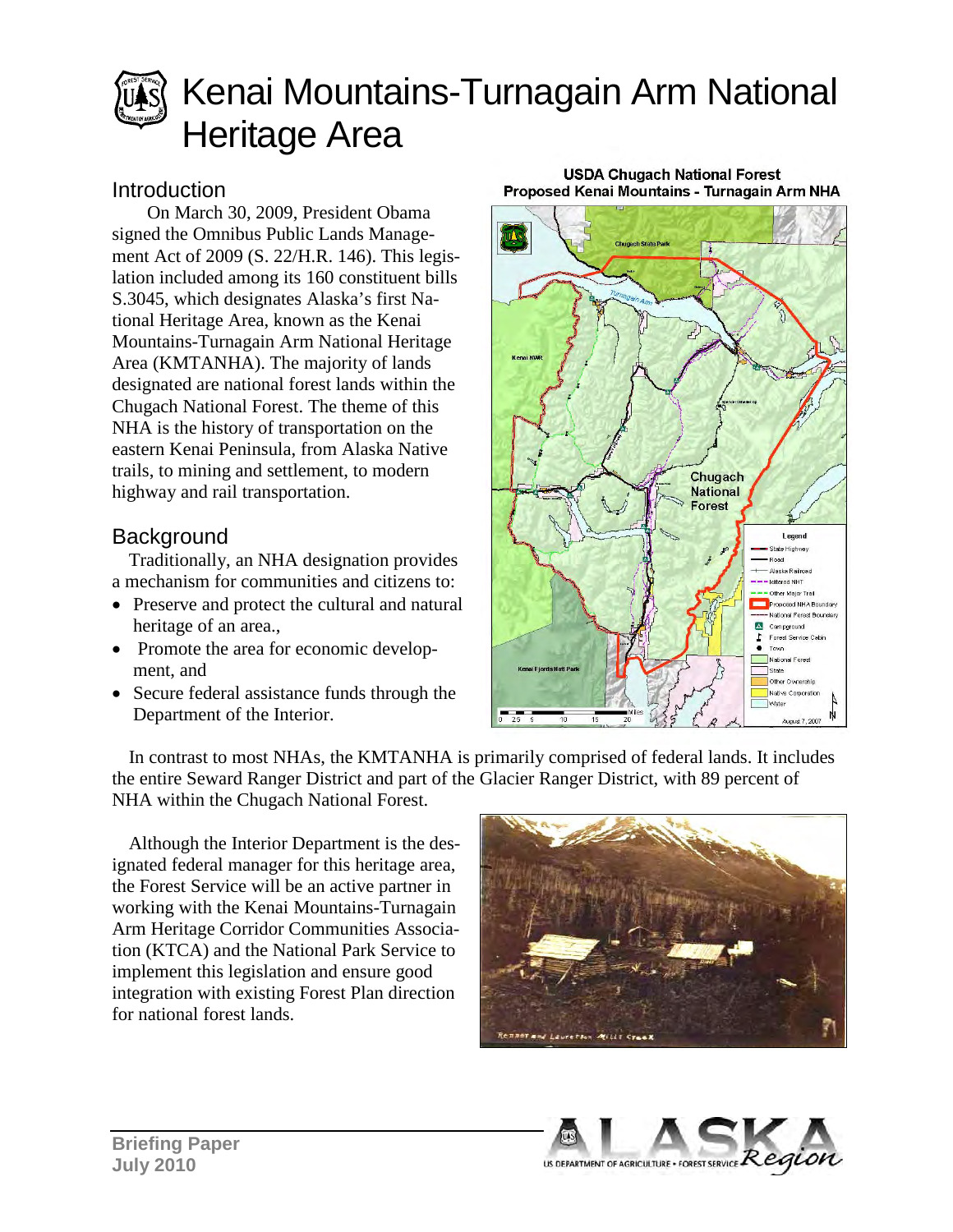# Kenai Mountains-Turnagain Arm National Heritage Area

## Introduction

On March 30, 2009, President Obama signed the Omnibus Public Lands Management Act of 2009 (S. 22/H.R. 146). This legislation included among its 160 constituent bills S.3045, which designates Alaska's first National Heritage Area, known as the Kenai Mountains-Turnagain Arm National Heritage Area (KMTANHA). The majority of lands designated are national forest lands within the Chugach National Forest. The theme of this NHA is the history of transportation on the eastern Kenai Peninsula, from Alaska Native trails, to mining and settlement, to modern highway and rail transportation.

## Background

Traditionally, an NHA designation provides a mechanism for communities and citizens to:

- Preserve and protect the cultural and natural heritage of an area.,
- Promote the area for economic development, and
- Secure federal assistance funds through the Department of the Interior.

In contrast to most NHAs, the KMTANHA is primarily comprised of federal lands. It includes the entire Seward Ranger District and part of the Glacier Ranger District, with 89 percent of NHA within the Chugach National Forest.

Although the Interior Department is the designated federal manager for this heritage area, the Forest Service will be an active partner in working with the Kenai Mountains-Turnagain Arm Heritage Corridor Communities Association (KTCA) and the National Park Service to implement this legislation and ensure good integration with existing Forest Plan direction for national forest lands.

**Briefing Paper**
**July 2010**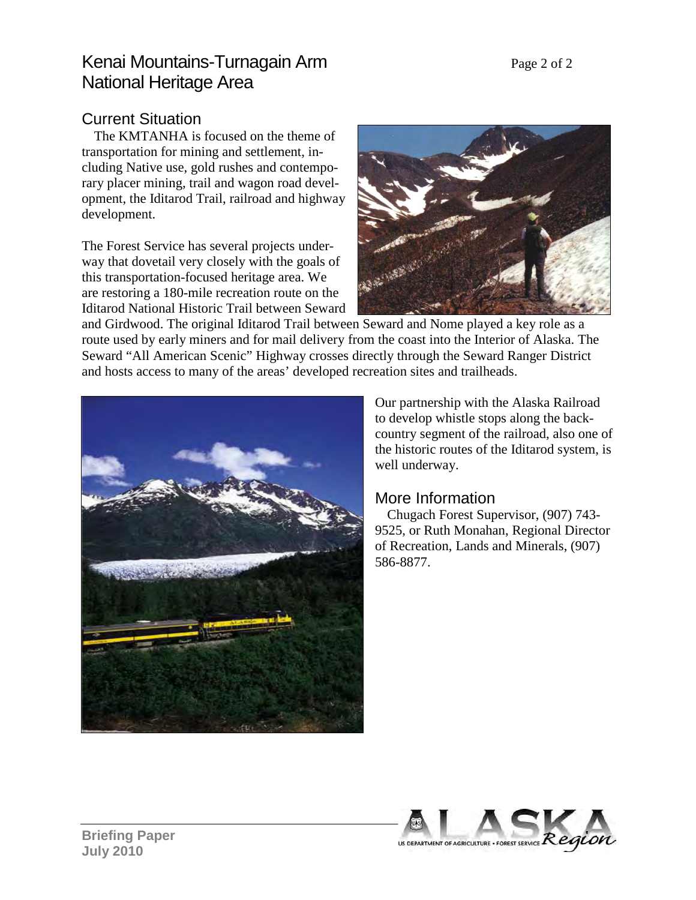## Current Situation

The KMTANHA is focused on the theme of transportation for mining and settlement, including Native use, gold rushes and contemporary placer mining, trail and wagon road development, the Iditarod Trail, railroad and highway development.

The Forest Service has several projects underway that dovetail very closely with the goals of this transportation-focused heritage area. We are restoring a 180-mile recreation route on the Iditarod National Historic Trail between Seward and Girdwood. The original Iditarod Trail between Seward and Nome played a key role as a route used by early miners and for mail delivery from the coast into the Interior of Alaska. The Seward "All American Scenic" Highway crosses directly through the Seward Ranger District and hosts access to many of the areas' developed recreation sites and trailheads.

Our partnership with the Alaska Railroad to develop whistle stops along the backcountry segment of the railroad, also one of the historic routes of the Iditarod system, is well underway.

## More Information

Chugach Forest Supervisor, (907) 743-9525, or Ruth Monahan, Regional Director of Recreation, Lands and Minerals, (907) 586-8877.